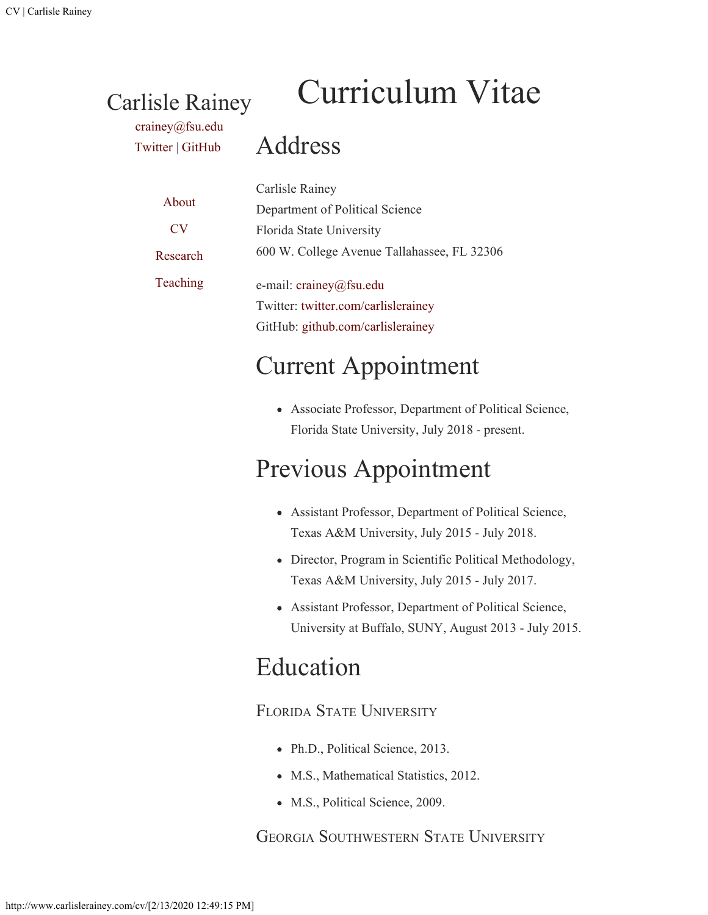Carlisle Rainey

crainey@fsu.edu

Twitter | GitHub

About

CV

Research

Teaching

# Curriculum Vitae

## Address

Carlisle Rainey
Department of Political Science
Florida State University
600 W. College Avenue Tallahassee, FL 32306

e-mail: crainey@fsu.edu
Twitter: twitter.com/carlislerainey
GitHub: github.com/carlislerainey

## Current Appointment

- Associate Professor, Department of Political Science, Florida State University, July 2018 - present.

## Previous Appointment

- Assistant Professor, Department of Political Science, Texas A&M University, July 2015 - July 2018.
- Director, Program in Scientific Political Methodology, Texas A&M University, July 2015 - July 2017.
- Assistant Professor, Department of Political Science, University at Buffalo, SUNY, August 2013 - July 2015.

## Education

### Florida State University

- Ph.D., Political Science, 2013.
- M.S., Mathematical Statistics, 2012.
- M.S., Political Science, 2009.

### Georgia Southwestern State University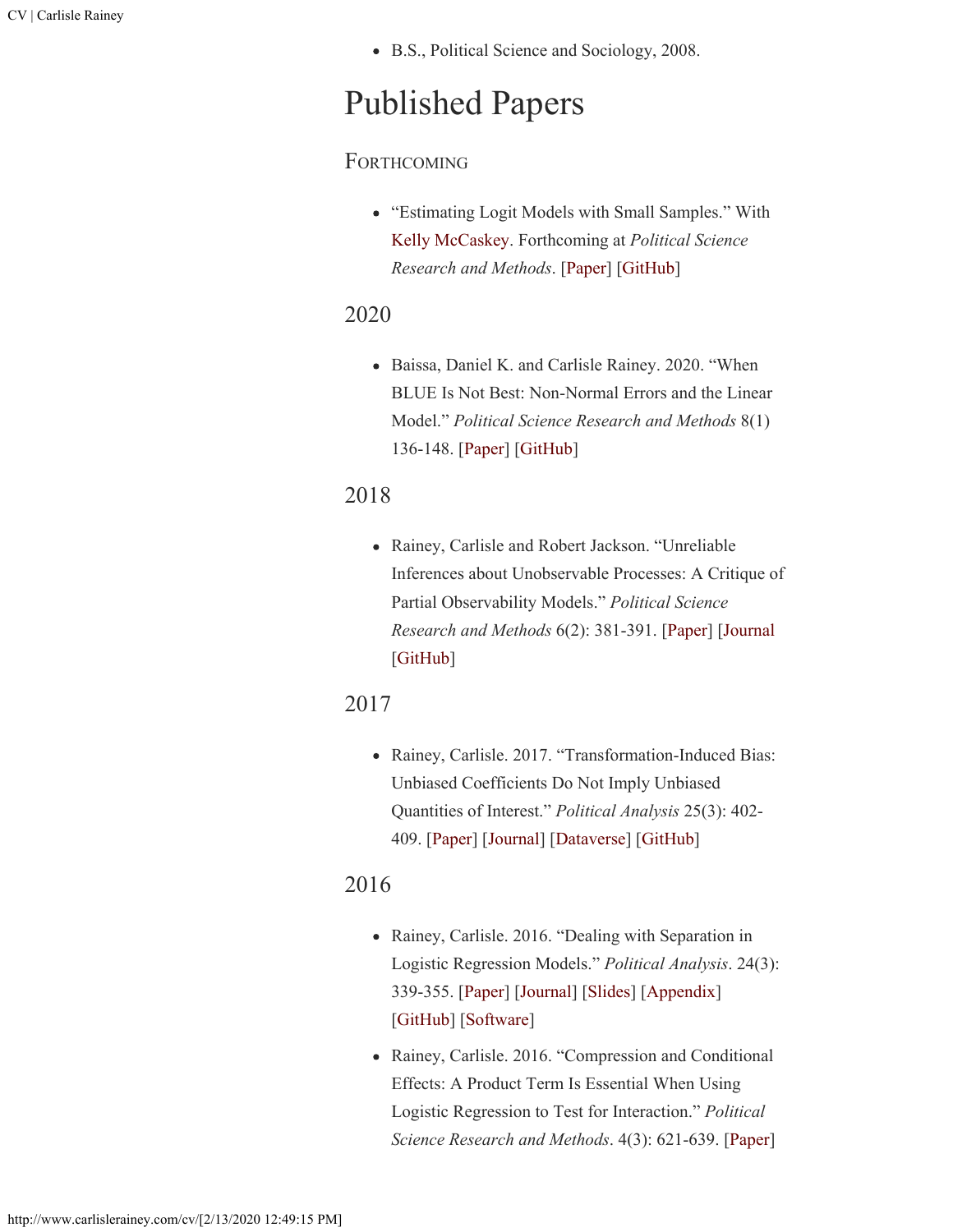- B.S., Political Science and Sociology, 2008.

# Published Papers

### Forthcoming

- "Estimating Logit Models with Small Samples." With Kelly McCaskey. Forthcoming at *Political Science Research and Methods*. [Paper] [GitHub]

### 2020

- Baissa, Daniel K. and Carlisle Rainey. 2020. "When BLUE Is Not Best: Non-Normal Errors and the Linear Model." *Political Science Research and Methods* 8(1) 136-148. [Paper] [GitHub]

### 2018

- Rainey, Carlisle and Robert Jackson. "Unreliable Inferences about Unobservable Processes: A Critique of Partial Observability Models." *Political Science Research and Methods* 6(2): 381-391. [Paper] [Journal [GitHub]

### 2017

- Rainey, Carlisle. 2017. "Transformation-Induced Bias: Unbiased Coefficients Do Not Imply Unbiased Quantities of Interest." *Political Analysis* 25(3): 402-409. [Paper] [Journal] [Dataverse] [GitHub]

### 2016

- Rainey, Carlisle. 2016. "Dealing with Separation in Logistic Regression Models." *Political Analysis*. 24(3): 339-355. [Paper] [Journal] [Slides] [Appendix] [GitHub] [Software]
- Rainey, Carlisle. 2016. "Compression and Conditional Effects: A Product Term Is Essential When Using Logistic Regression to Test for Interaction." *Political Science Research and Methods*. 4(3): 621-639. [Paper]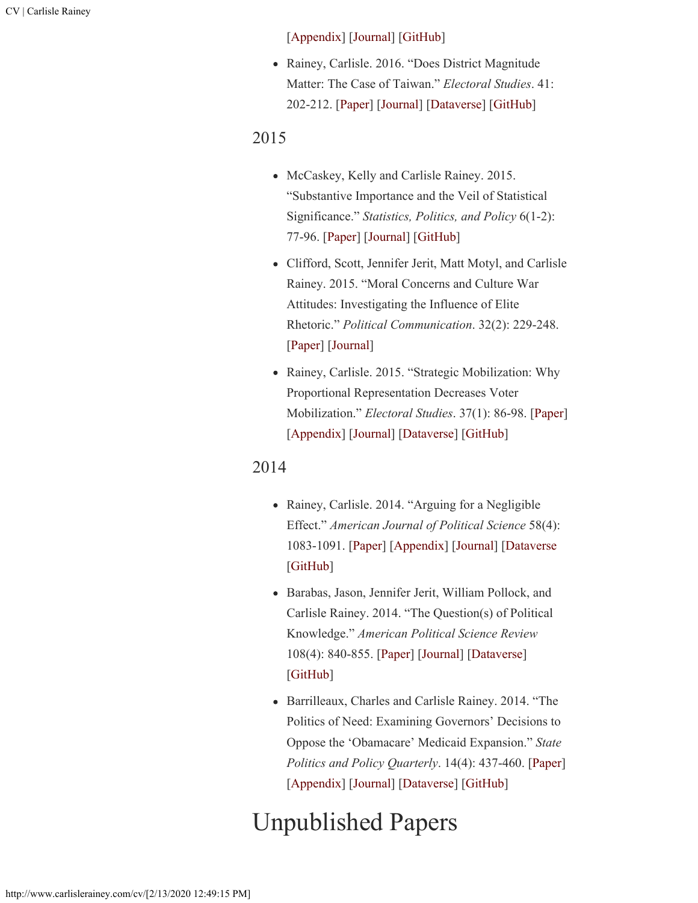[Appendix] [Journal] [GitHub]

- Rainey, Carlisle. 2016. "Does District Magnitude Matter: The Case of Taiwan." *Electoral Studies*. 41: 202-212. [Paper] [Journal] [Dataverse] [GitHub]

2015

- McCaskey, Kelly and Carlisle Rainey. 2015. "Substantive Importance and the Veil of Statistical Significance." *Statistics, Politics, and Policy* 6(1-2): 77-96. [Paper] [Journal] [GitHub]
- Clifford, Scott, Jennifer Jerit, Matt Motyl, and Carlisle Rainey. 2015. "Moral Concerns and Culture War Attitudes: Investigating the Influence of Elite Rhetoric." *Political Communication*. 32(2): 229-248. [Paper] [Journal]
- Rainey, Carlisle. 2015. "Strategic Mobilization: Why Proportional Representation Decreases Voter Mobilization." *Electoral Studies*. 37(1): 86-98. [Paper] [Appendix] [Journal] [Dataverse] [GitHub]

2014

- Rainey, Carlisle. 2014. "Arguing for a Negligible Effect." *American Journal of Political Science* 58(4): 1083-1091. [Paper] [Appendix] [Journal] [Dataverse [GitHub]
- Barabas, Jason, Jennifer Jerit, William Pollock, and Carlisle Rainey. 2014. "The Question(s) of Political Knowledge." *American Political Science Review* 108(4): 840-855. [Paper] [Journal] [Dataverse] [GitHub]
- Barrilleaux, Charles and Carlisle Rainey. 2014. "The Politics of Need: Examining Governors' Decisions to Oppose the 'Obamacare' Medicaid Expansion." *State Politics and Policy Quarterly*. 14(4): 437-460. [Paper] [Appendix] [Journal] [Dataverse] [GitHub]

# Unpublished Papers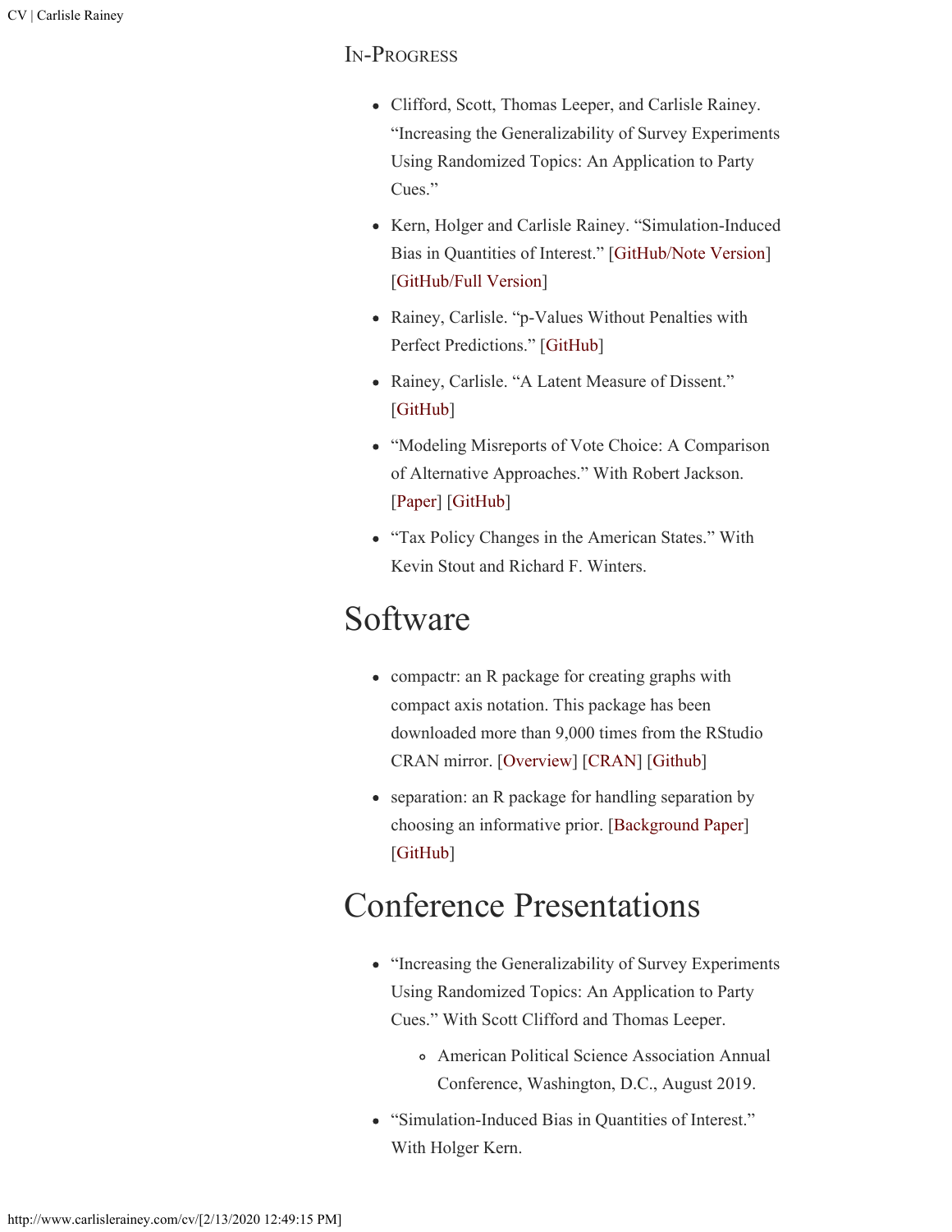### In-Progress

- Clifford, Scott, Thomas Leeper, and Carlisle Rainey. "Increasing the Generalizability of Survey Experiments Using Randomized Topics: An Application to Party Cues."
- Kern, Holger and Carlisle Rainey. "Simulation-Induced Bias in Quantities of Interest." [GitHub/Note Version] [GitHub/Full Version]
- Rainey, Carlisle. "p-Values Without Penalties with Perfect Predictions." [GitHub]
- Rainey, Carlisle. "A Latent Measure of Dissent." [GitHub]
- "Modeling Misreports of Vote Choice: A Comparison of Alternative Approaches." With Robert Jackson. [Paper] [GitHub]
- "Tax Policy Changes in the American States." With Kevin Stout and Richard F. Winters.

# Software

- compactr: an R package for creating graphs with compact axis notation. This package has been downloaded more than 9,000 times from the RStudio CRAN mirror. [Overview] [CRAN] [Github]
- separation: an R package for handling separation by choosing an informative prior. [Background Paper] [GitHub]

# Conference Presentations

- "Increasing the Generalizability of Survey Experiments Using Randomized Topics: An Application to Party Cues." With Scott Clifford and Thomas Leeper.
    - American Political Science Association Annual Conference, Washington, D.C., August 2019.
- "Simulation-Induced Bias in Quantities of Interest." With Holger Kern.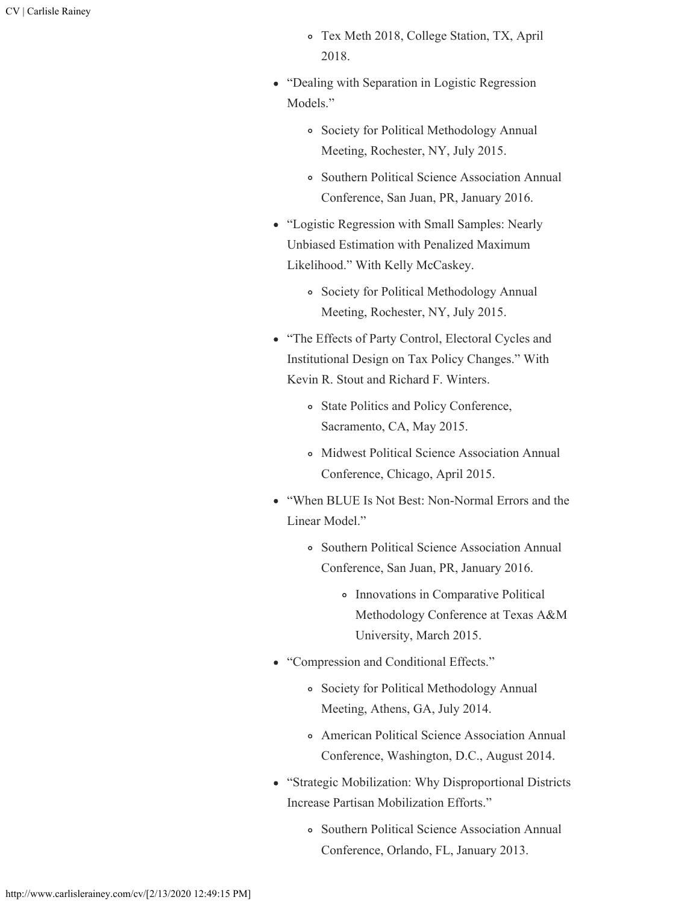- Tex Meth 2018, College Station, TX, April 2018.
- "Dealing with Separation in Logistic Regression Models."
    - Society for Political Methodology Annual Meeting, Rochester, NY, July 2015.
    - Southern Political Science Association Annual Conference, San Juan, PR, January 2016.
- "Logistic Regression with Small Samples: Nearly Unbiased Estimation with Penalized Maximum Likelihood." With Kelly McCaskey.
    - Society for Political Methodology Annual Meeting, Rochester, NY, July 2015.
- "The Effects of Party Control, Electoral Cycles and Institutional Design on Tax Policy Changes." With Kevin R. Stout and Richard F. Winters.
    - State Politics and Policy Conference, Sacramento, CA, May 2015.
    - Midwest Political Science Association Annual Conference, Chicago, April 2015.
- "When BLUE Is Not Best: Non-Normal Errors and the Linear Model."
    - Southern Political Science Association Annual Conference, San Juan, PR, January 2016.
        - Innovations in Comparative Political Methodology Conference at Texas A&M University, March 2015.
- "Compression and Conditional Effects."
    - Society for Political Methodology Annual Meeting, Athens, GA, July 2014.
    - American Political Science Association Annual Conference, Washington, D.C., August 2014.
- "Strategic Mobilization: Why Disproportional Districts Increase Partisan Mobilization Efforts."
    - Southern Political Science Association Annual Conference, Orlando, FL, January 2013.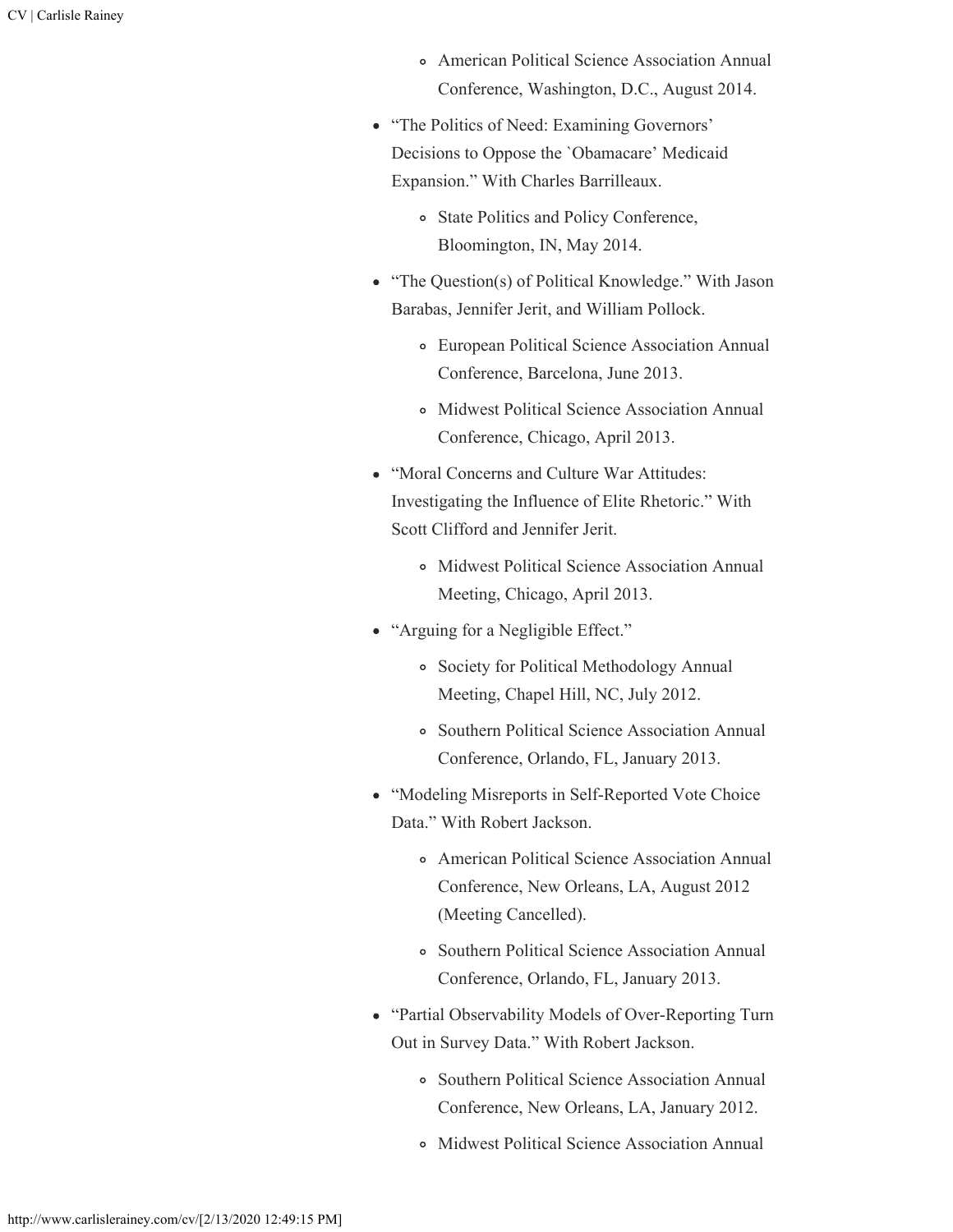- American Political Science Association Annual Conference, Washington, D.C., August 2014.
- "The Politics of Need: Examining Governors' Decisions to Oppose the `Obamacare' Medicaid Expansion." With Charles Barrilleaux.
  - State Politics and Policy Conference, Bloomington, IN, May 2014.
- "The Question(s) of Political Knowledge." With Jason Barabas, Jennifer Jerit, and William Pollock.
  - European Political Science Association Annual Conference, Barcelona, June 2013.
  - Midwest Political Science Association Annual Conference, Chicago, April 2013.
- "Moral Concerns and Culture War Attitudes: Investigating the Influence of Elite Rhetoric." With Scott Clifford and Jennifer Jerit.
  - Midwest Political Science Association Annual Meeting, Chicago, April 2013.
- "Arguing for a Negligible Effect."
  - Society for Political Methodology Annual Meeting, Chapel Hill, NC, July 2012.
  - Southern Political Science Association Annual Conference, Orlando, FL, January 2013.
- "Modeling Misreports in Self-Reported Vote Choice Data." With Robert Jackson.
  - American Political Science Association Annual Conference, New Orleans, LA, August 2012 (Meeting Cancelled).
  - Southern Political Science Association Annual Conference, Orlando, FL, January 2013.
- "Partial Observability Models of Over-Reporting Turn Out in Survey Data." With Robert Jackson.
  - Southern Political Science Association Annual Conference, New Orleans, LA, January 2012.
  - Midwest Political Science Association Annual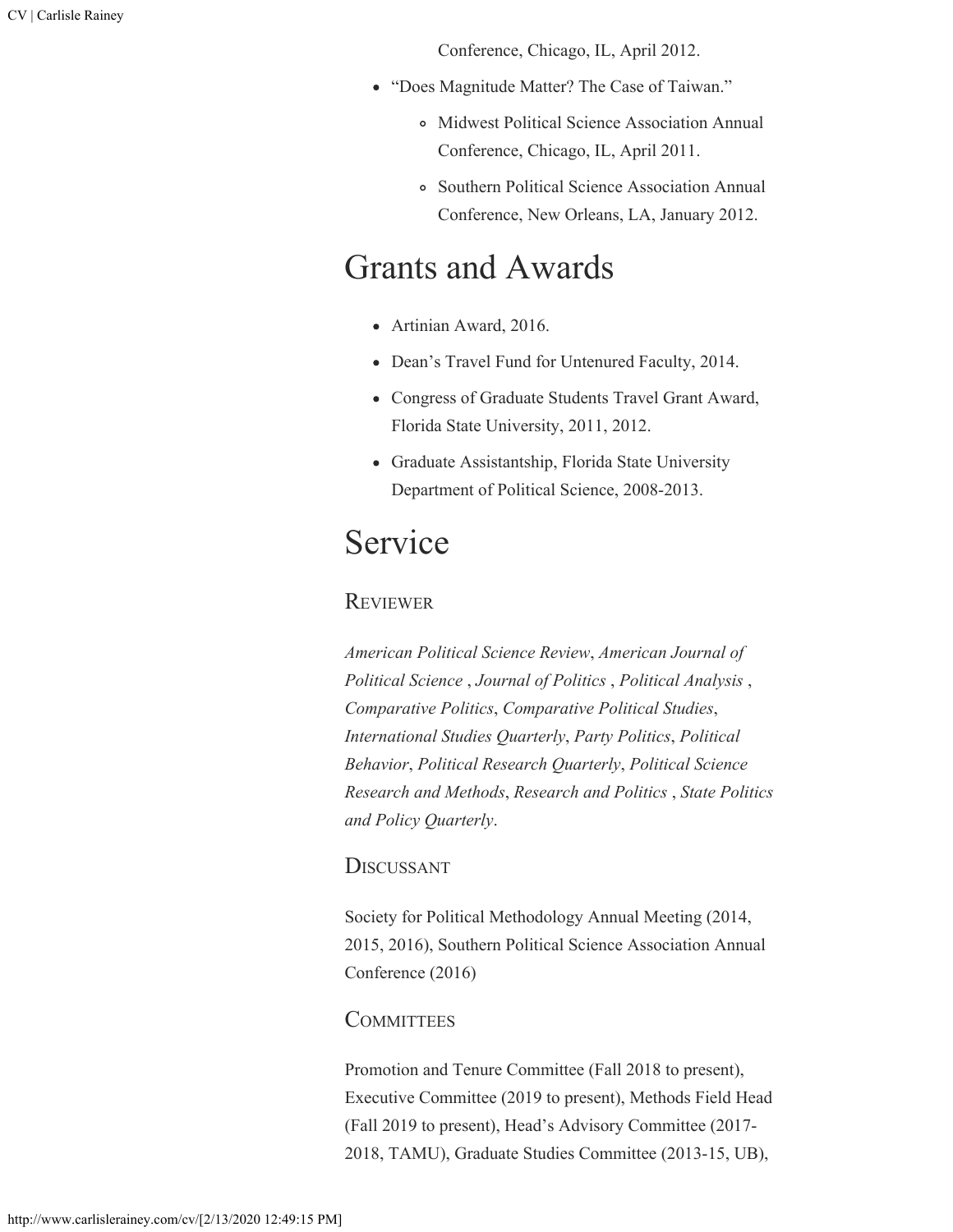Conference, Chicago, IL, April 2012.

- "Does Magnitude Matter? The Case of Taiwan."
  - Midwest Political Science Association Annual Conference, Chicago, IL, April 2011.
  - Southern Political Science Association Annual Conference, New Orleans, LA, January 2012.

# Grants and Awards

- Artinian Award, 2016.
- Dean's Travel Fund for Untenured Faculty, 2014.
- Congress of Graduate Students Travel Grant Award, Florida State University, 2011, 2012.
- Graduate Assistantship, Florida State University Department of Political Science, 2008-2013.

# Service

### Reviewer

*American Political Science Review*, *American Journal of Political Science* , *Journal of Politics* , *Political Analysis* , *Comparative Politics*, *Comparative Political Studies*, *International Studies Quarterly*, *Party Politics*, *Political Behavior*, *Political Research Quarterly*, *Political Science Research and Methods*, *Research and Politics* , *State Politics and Policy Quarterly*.

### Discussant

Society for Political Methodology Annual Meeting (2014, 2015, 2016), Southern Political Science Association Annual Conference (2016)

### Committees

Promotion and Tenure Committee (Fall 2018 to present), Executive Committee (2019 to present), Methods Field Head (Fall 2019 to present), Head's Advisory Committee (2017-2018, TAMU), Graduate Studies Committee (2013-15, UB),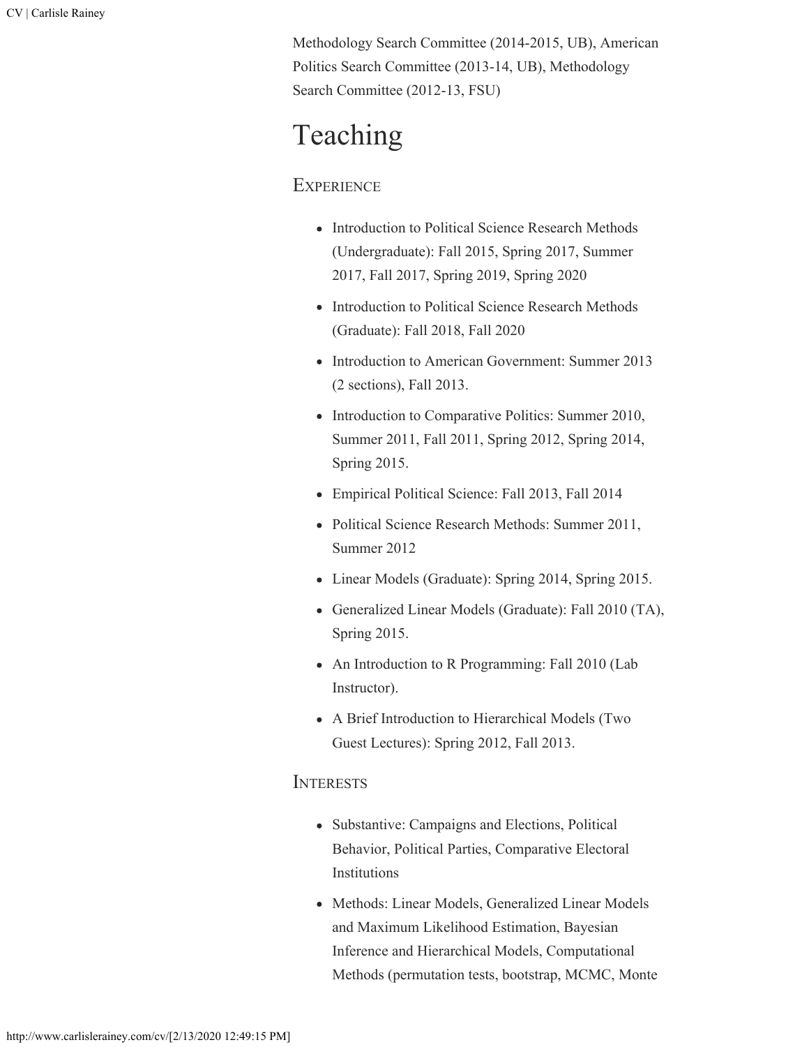Methodology Search Committee (2014-2015, UB), American Politics Search Committee (2013-14, UB), Methodology Search Committee (2012-13, FSU)

# Teaching

### Experience

- Introduction to Political Science Research Methods (Undergraduate): Fall 2015, Spring 2017, Summer 2017, Fall 2017, Spring 2019, Spring 2020
- Introduction to Political Science Research Methods (Graduate): Fall 2018, Fall 2020
- Introduction to American Government: Summer 2013 (2 sections), Fall 2013.
- Introduction to Comparative Politics: Summer 2010, Summer 2011, Fall 2011, Spring 2012, Spring 2014, Spring 2015.
- Empirical Political Science: Fall 2013, Fall 2014
- Political Science Research Methods: Summer 2011, Summer 2012
- Linear Models (Graduate): Spring 2014, Spring 2015.
- Generalized Linear Models (Graduate): Fall 2010 (TA), Spring 2015.
- An Introduction to R Programming: Fall 2010 (Lab Instructor).
- A Brief Introduction to Hierarchical Models (Two Guest Lectures): Spring 2012, Fall 2013.

### Interests

- Substantive: Campaigns and Elections, Political Behavior, Political Parties, Comparative Electoral Institutions
- Methods: Linear Models, Generalized Linear Models and Maximum Likelihood Estimation, Bayesian Inference and Hierarchical Models, Computational Methods (permutation tests, bootstrap, MCMC, Monte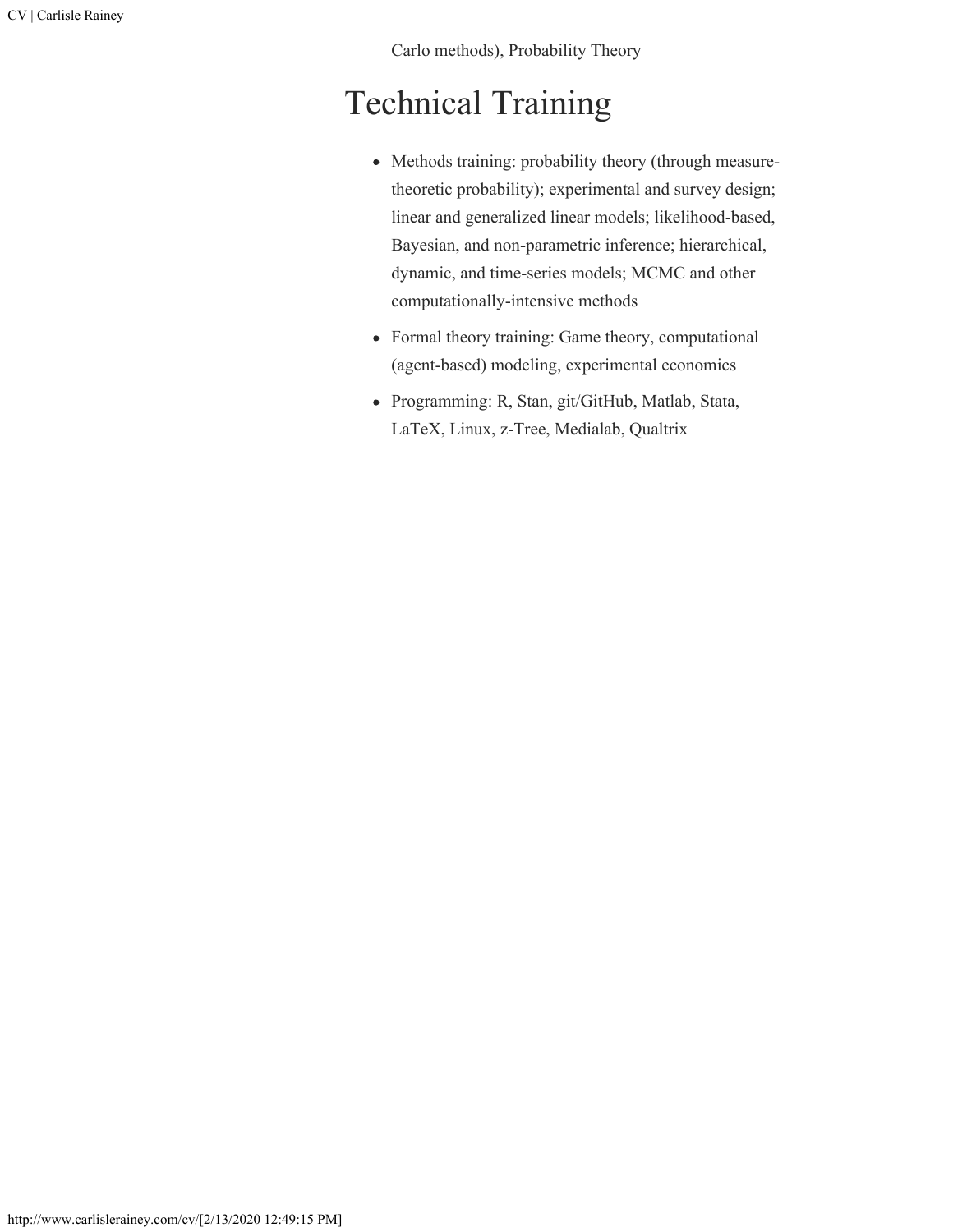Carlo methods), Probability Theory

# Technical Training

- Methods training: probability theory (through measure-theoretic probability); experimental and survey design; linear and generalized linear models; likelihood-based, Bayesian, and non-parametric inference; hierarchical, dynamic, and time-series models; MCMC and other computationally-intensive methods
- Formal theory training: Game theory, computational (agent-based) modeling, experimental economics
- Programming: R, Stan, git/GitHub, Matlab, Stata, LaTeX, Linux, z-Tree, Medialab, Qualtrix